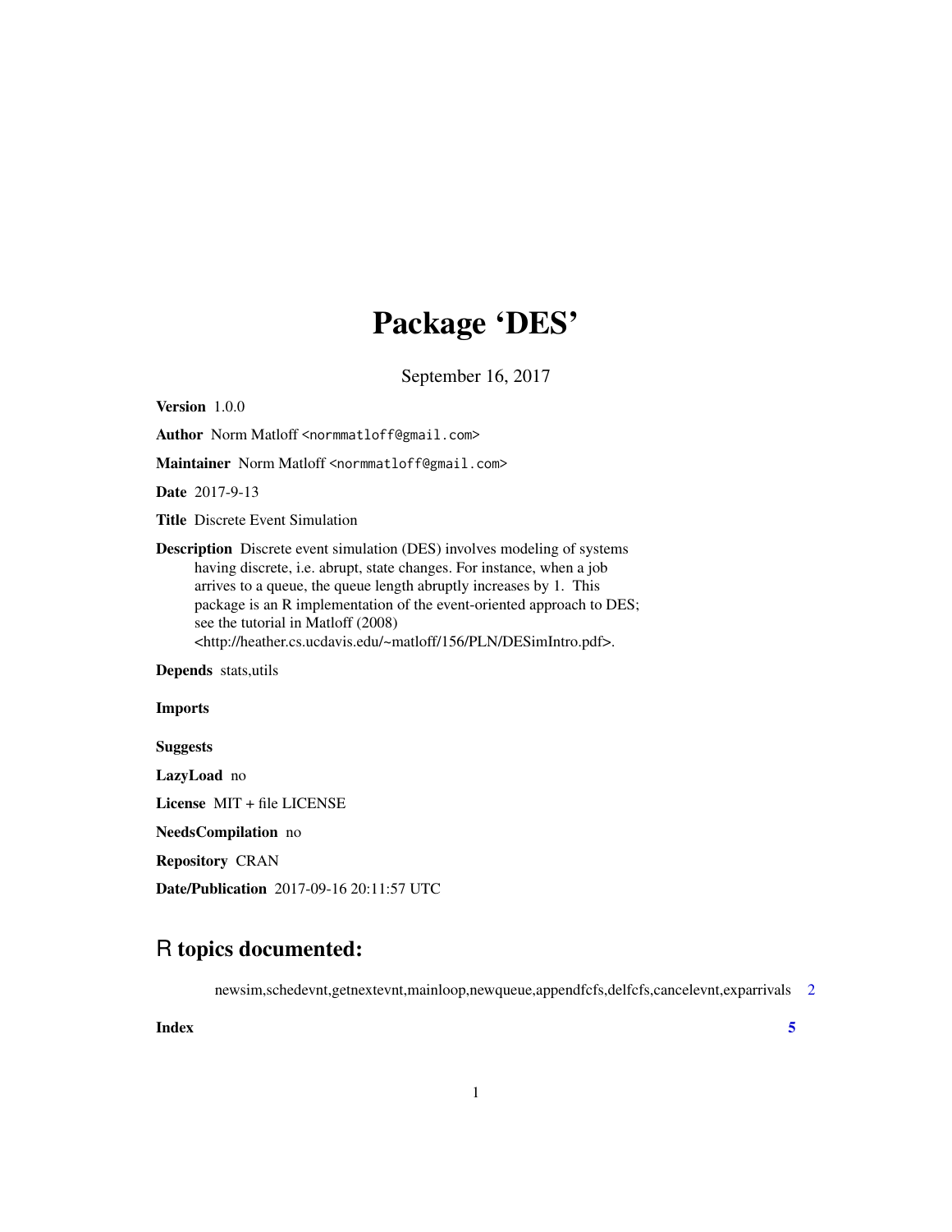# Package 'DES'

September 16, 2017

**Version** 1.0.0

**Author** Norm Matloff <normmatloff@gmail.com>

**Maintainer** Norm Matloff <normmatloff@gmail.com>

**Date** 2017-9-13

**Title** Discrete Event Simulation

**Description** Discrete event simulation (DES) involves modeling of systems having discrete, i.e. abrupt, state changes. For instance, when a job arrives to a queue, the queue length abruptly increases by 1. This package is an R implementation of the event-oriented approach to DES; see the tutorial in Matloff (2008) <http://heather.cs.ucdavis.edu/~matloff/156/PLN/DESimIntro.pdf>.

**Depends** stats,utils

**Imports**

**Suggests**

**LazyLoad** no

**License** MIT + file LICENSE

**NeedsCompilation** no

**Repository** CRAN

**Date/Publication** 2017-09-16 20:11:57 UTC

## R topics documented:

newsim,schedevnt,getnextevnt,mainloop,newqueue,appendfcfs,delfcfs,cancelevnt,exparrivals 2

**Index** 5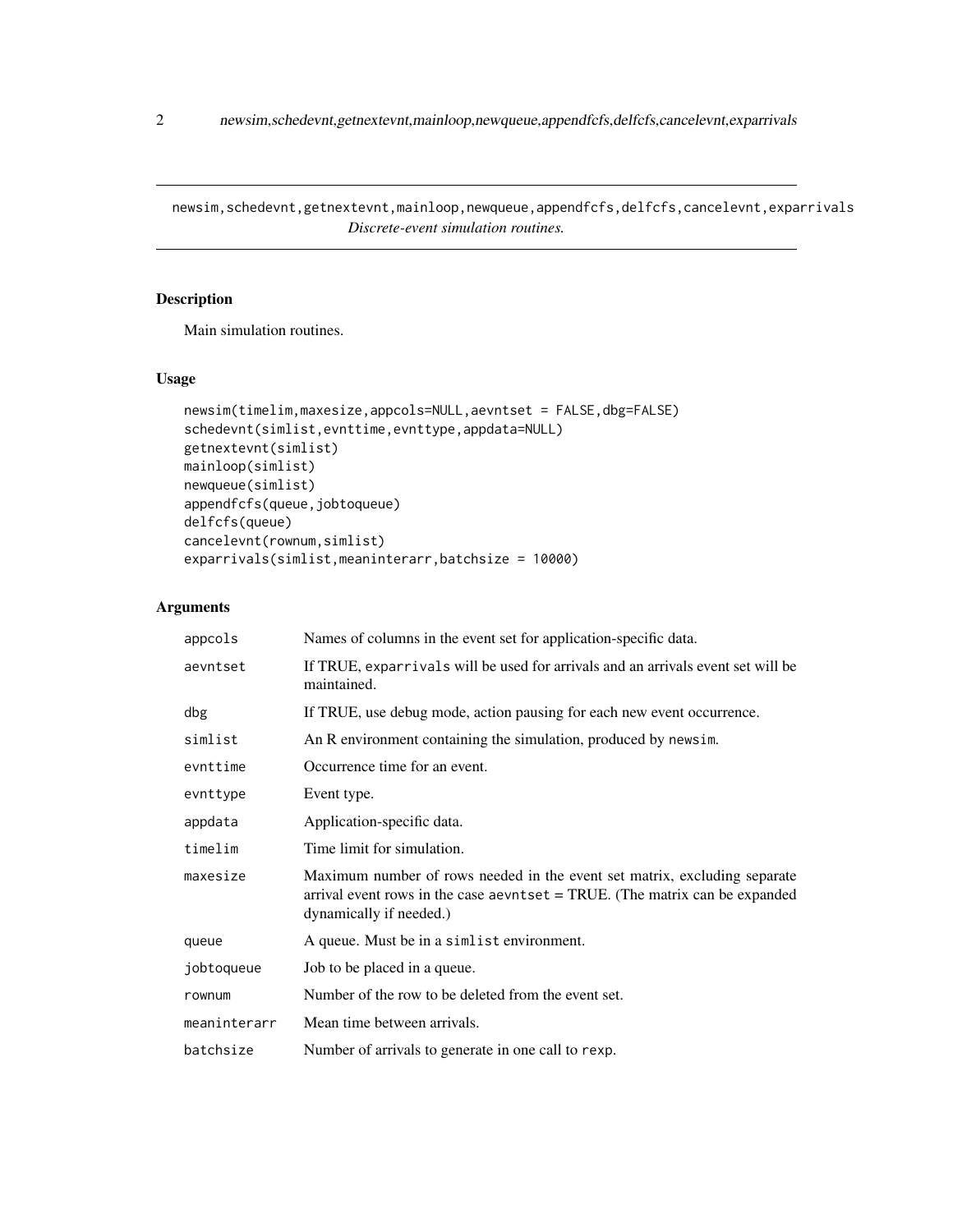newsim,schedevnt,getnextevnt,mainloop,newqueue,appendfcfs,delfcfs,cancelevnt,exparrivals
*Discrete-event simulation routines.*

## Description

Main simulation routines.

## Usage

```
newsim(timelim,maxesize,appcols=NULL,aevntset = FALSE,dbg=FALSE)
schedevnt(simlist,evnttime,evnttype,appdata=NULL)
getnextevnt(simlist)
mainloop(simlist)
newqueue(simlist)
appendfcfs(queue,jobtoqueue)
delfcfs(queue)
cancelevnt(rownum,simlist)
exparrivals(simlist,meaninterarr,batchsize = 10000)
```

## Arguments

| | |
|---|---|
| `appcols` | Names of columns in the event set for application-specific data. |
| `aevntset` | If TRUE, `exparrivals` will be used for arrivals and an arrivals event set will be maintained. |
| `dbg` | If TRUE, use debug mode, action pausing for each new event occurrence. |
| `simlist` | An R environment containing the simulation, produced by `newsim`. |
| `evnttime` | Occurrence time for an event. |
| `evnttype` | Event type. |
| `appdata` | Application-specific data. |
| `timelim` | Time limit for simulation. |
| `maxesize` | Maximum number of rows needed in the event set matrix, excluding separate arrival event rows in the case `aevntset` = TRUE. (The matrix can be expanded dynamically if needed.) |
| `queue` | A queue. Must be in a `simlist` environment. |
| `jobtoqueue` | Job to be placed in a queue. |
| `rownum` | Number of the row to be deleted from the event set. |
| `meaninterarr` | Mean time between arrivals. |
| `batchsize` | Number of arrivals to generate in one call to `rexp`. |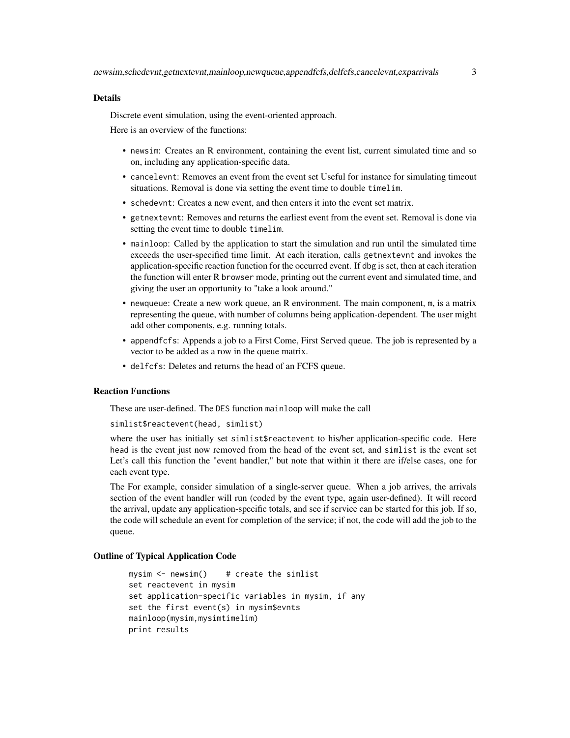### Details

Discrete event simulation, using the event-oriented approach.

Here is an overview of the functions:

- newsim: Creates an R environment, containing the event list, current simulated time and so on, including any application-specific data.
- cancelevnt: Removes an event from the event set Useful for instance for simulating timeout situations. Removal is done via setting the event time to double timelim.
- schedevnt: Creates a new event, and then enters it into the event set matrix.
- getnextevnt: Removes and returns the earliest event from the event set. Removal is done via setting the event time to double timelim.
- mainloop: Called by the application to start the simulation and run until the simulated time exceeds the user-specified time limit. At each iteration, calls getnextevnt and invokes the application-specific reaction function for the occurred event. If dbg is set, then at each iteration the function will enter R browser mode, printing out the current event and simulated time, and giving the user an opportunity to "take a look around."
- newqueue: Create a new work queue, an R environment. The main component, m, is a matrix representing the queue, with number of columns being application-dependent. The user might add other components, e.g. running totals.
- appendfcfs: Appends a job to a First Come, First Served queue. The job is represented by a vector to be added as a row in the queue matrix.
- delfcfs: Deletes and returns the head of an FCFS queue.

### Reaction Functions

These are user-defined. The DES function mainloop will make the call

simlist$reactevent(head, simlist)

where the user has initially set simlist$reactevent to his/her application-specific code. Here head is the event just now removed from the head of the event set, and simlist is the event set Let's call this function the "event handler," but note that within it there are if/else cases, one for each event type.

The For example, consider simulation of a single-server queue. When a job arrives, the arrivals section of the event handler will run (coded by the event type, again user-defined). It will record the arrival, update any application-specific totals, and see if service can be started for this job. If so, the code will schedule an event for completion of the service; if not, the code will add the job to the queue.

### Outline of Typical Application Code

```
mysim <- newsim()    # create the simlist
set reactevent in mysim
set application-specific variables in mysim, if any
set the first event(s) in mysim$evnts
mainloop(mysim,mysimtimelim)
print results
```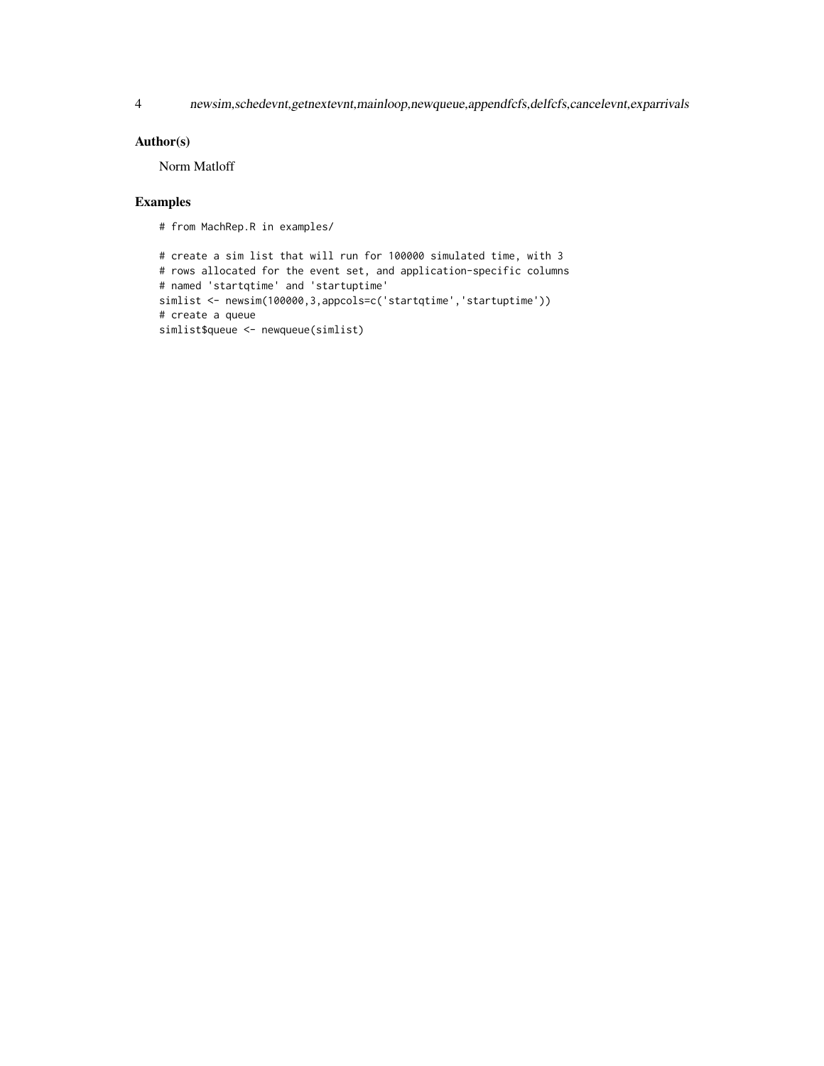## Author(s)

Norm Matloff

## Examples

```
# from MachRep.R in examples/

# create a sim list that will run for 100000 simulated time, with 3
# rows allocated for the event set, and application-specific columns
# named 'startqtime' and 'startuptime'
simlist <- newsim(100000,3,appcols=c('startqtime','startuptime'))
# create a queue
simlist$queue <- newqueue(simlist)
```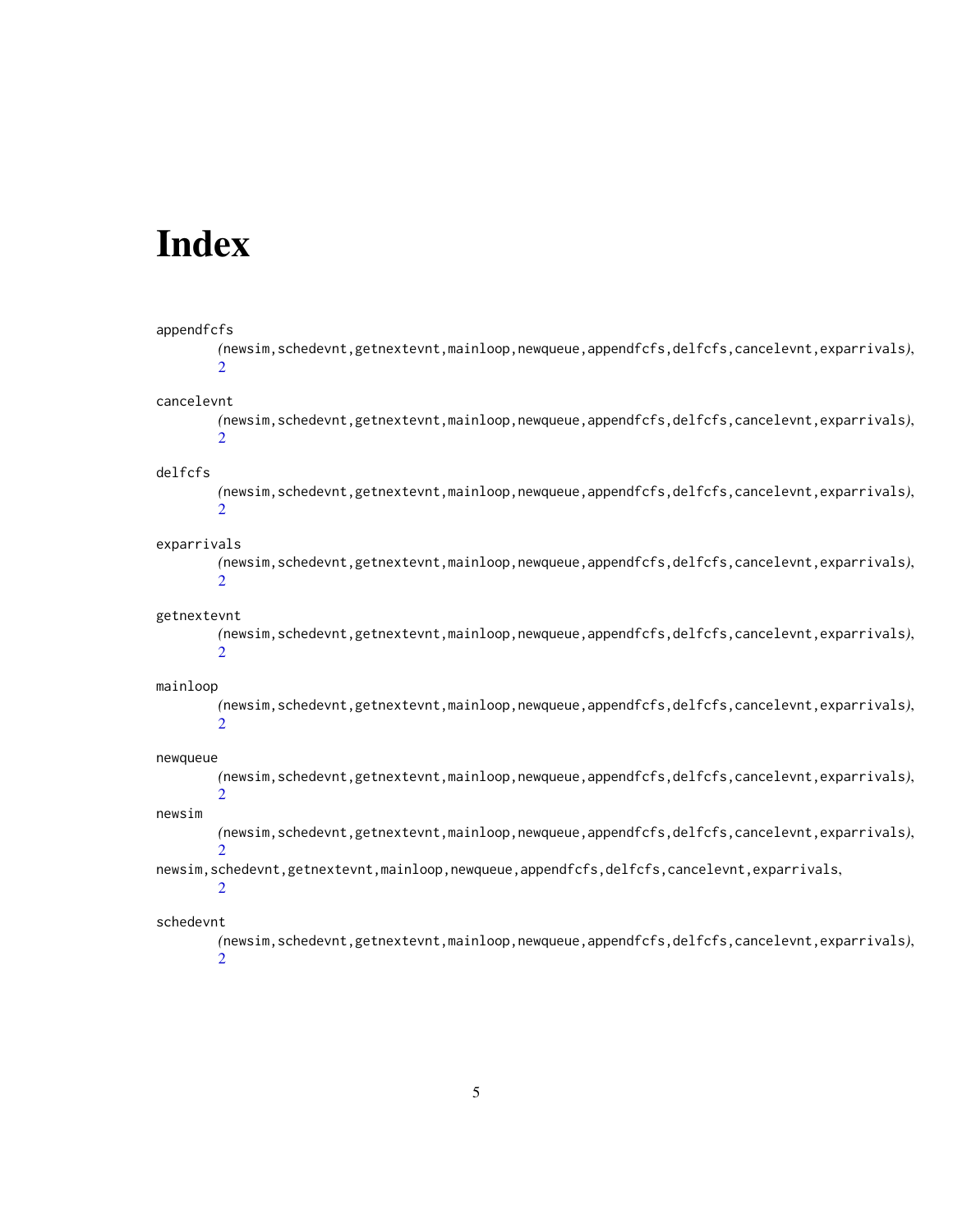# Index

appendfcfs
    (newsim,schedevnt,getnextevnt,mainloop,newqueue,appendfcfs,delfcfs,cancelevnt,exparrivals),
    2

cancelevnt
    (newsim,schedevnt,getnextevnt,mainloop,newqueue,appendfcfs,delfcfs,cancelevnt,exparrivals),
    2

delfcfs
    (newsim,schedevnt,getnextevnt,mainloop,newqueue,appendfcfs,delfcfs,cancelevnt,exparrivals),
    2

exparrivals
    (newsim,schedevnt,getnextevnt,mainloop,newqueue,appendfcfs,delfcfs,cancelevnt,exparrivals),
    2

getnextevnt
    (newsim,schedevnt,getnextevnt,mainloop,newqueue,appendfcfs,delfcfs,cancelevnt,exparrivals),
    2

mainloop
    (newsim,schedevnt,getnextevnt,mainloop,newqueue,appendfcfs,delfcfs,cancelevnt,exparrivals),
    2

newqueue
    (newsim,schedevnt,getnextevnt,mainloop,newqueue,appendfcfs,delfcfs,cancelevnt,exparrivals),
    2

newsim
    (newsim,schedevnt,getnextevnt,mainloop,newqueue,appendfcfs,delfcfs,cancelevnt,exparrivals),
    2

newsim,schedevnt,getnextevnt,mainloop,newqueue,appendfcfs,delfcfs,cancelevnt,exparrivals,
    2

schedevnt
    (newsim,schedevnt,getnextevnt,mainloop,newqueue,appendfcfs,delfcfs,cancelevnt,exparrivals),
    2